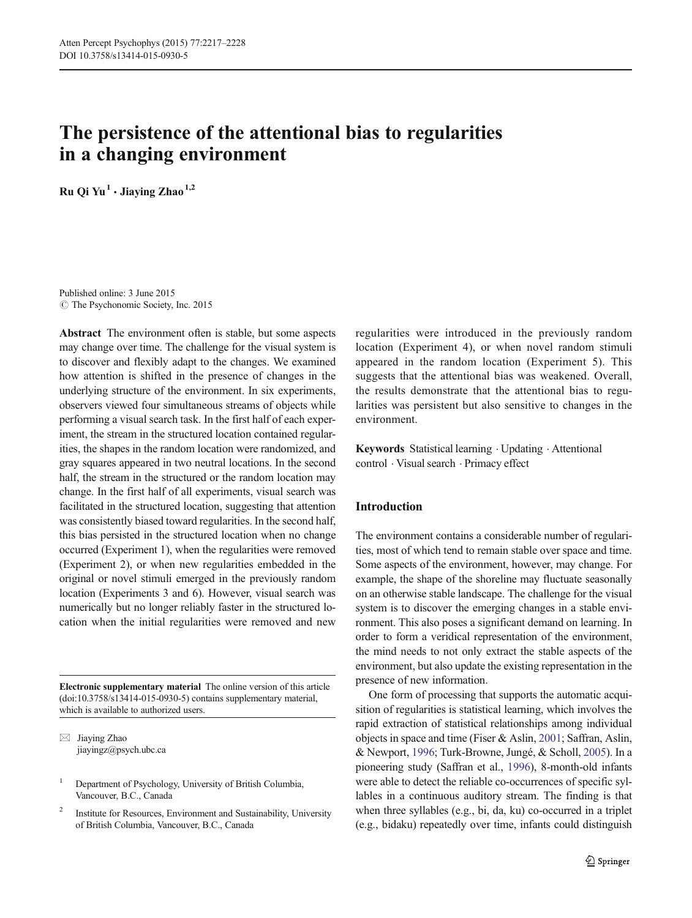# The persistence of the attentional bias to regularities in a changing environment

**Ru Qi Yu**[1] **· Jiaying Zhao**[1,2]

Published online: 3 June 2015
© The Psychonomic Society, Inc. 2015

**Abstract** The environment often is stable, but some aspects may change over time. The challenge for the visual system is to discover and flexibly adapt to the changes. We examined how attention is shifted in the presence of changes in the underlying structure of the environment. In six experiments, observers viewed four simultaneous streams of objects while performing a visual search task. In the first half of each experiment, the stream in the structured location contained regularities, the shapes in the random location were randomized, and gray squares appeared in two neutral locations. In the second half, the stream in the structured or the random location may change. In the first half of all experiments, visual search was facilitated in the structured location, suggesting that attention was consistently biased toward regularities. In the second half, this bias persisted in the structured location when no change occurred (Experiment 1), when the regularities were removed (Experiment 2), or when new regularities embedded in the original or novel stimuli emerged in the previously random location (Experiments 3 and 6). However, visual search was numerically but no longer reliably faster in the structured location when the initial regularities were removed and new regularities were introduced in the previously random location (Experiment 4), or when novel random stimuli appeared in the random location (Experiment 5). This suggests that the attentional bias was weakened. Overall, the results demonstrate that the attentional bias to regularities was persistent but also sensitive to changes in the environment.

**Keywords** Statistical learning · Updating · Attentional control · Visual search · Primacy effect

**Electronic supplementary material** The online version of this article (doi:10.3758/s13414-015-0930-5) contains supplementary material, which is available to authorized users.

✉ Jiaying Zhao
jiayingz@psych.ubc.ca

[1] Department of Psychology, University of British Columbia, Vancouver, B.C., Canada

[2] Institute for Resources, Environment and Sustainability, University of British Columbia, Vancouver, B.C., Canada

## Introduction

The environment contains a considerable number of regularities, most of which tend to remain stable over space and time. Some aspects of the environment, however, may change. For example, the shape of the shoreline may fluctuate seasonally on an otherwise stable landscape. The challenge for the visual system is to discover the emerging changes in a stable environment. This also poses a significant demand on learning. In order to form a veridical representation of the environment, the mind needs to not only extract the stable aspects of the environment, but also update the existing representation in the presence of new information.

One form of processing that supports the automatic acquisition of regularities is statistical learning, which involves the rapid extraction of statistical relationships among individual objects in space and time (Fiser & Aslin, 2001; Saffran, Aslin, & Newport, 1996; Turk-Browne, Jungé, & Scholl, 2005). In a pioneering study (Saffran et al., 1996), 8-month-old infants were able to detect the reliable co-occurrences of specific syllables in a continuous auditory stream. The finding is that when three syllables (e.g., bi, da, ku) co-occurred in a triplet (e.g., bidaku) repeatedly over time, infants could distinguish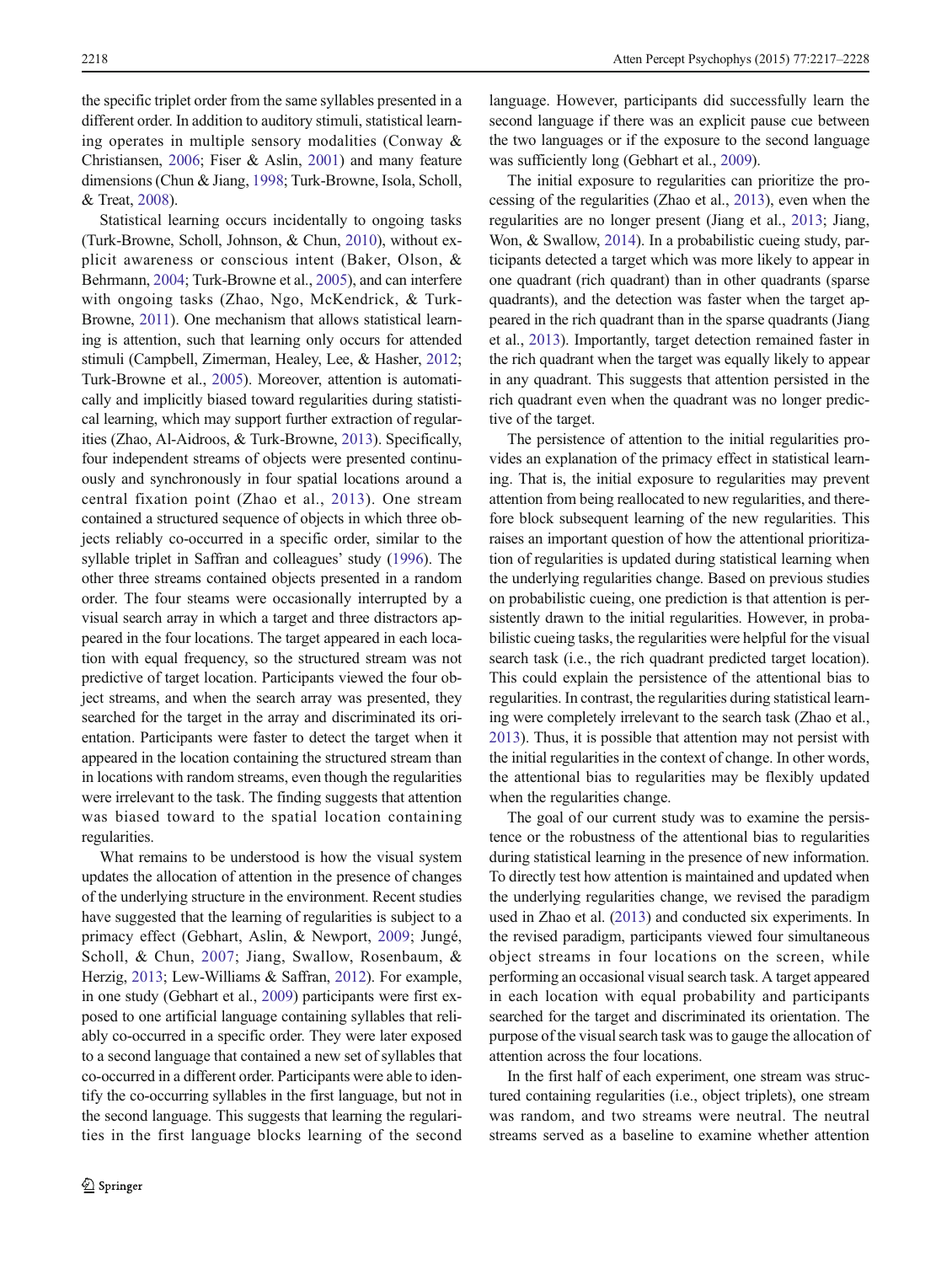the specific triplet order from the same syllables presented in a different order. In addition to auditory stimuli, statistical learning operates in multiple sensory modalities (Conway & Christiansen, 2006; Fiser & Aslin, 2001) and many feature dimensions (Chun & Jiang, 1998; Turk-Browne, Isola, Scholl, & Treat, 2008).

Statistical learning occurs incidentally to ongoing tasks (Turk-Browne, Scholl, Johnson, & Chun, 2010), without explicit awareness or conscious intent (Baker, Olson, & Behrmann, 2004; Turk-Browne et al., 2005), and can interfere with ongoing tasks (Zhao, Ngo, McKendrick, & Turk-Browne, 2011). One mechanism that allows statistical learning is attention, such that learning only occurs for attended stimuli (Campbell, Zimerman, Healey, Lee, & Hasher, 2012; Turk-Browne et al., 2005). Moreover, attention is automatically and implicitly biased toward regularities during statistical learning, which may support further extraction of regularities (Zhao, Al-Aidroos, & Turk-Browne, 2013). Specifically, four independent streams of objects were presented continuously and synchronously in four spatial locations around a central fixation point (Zhao et al., 2013). One stream contained a structured sequence of objects in which three objects reliably co-occurred in a specific order, similar to the syllable triplet in Saffran and colleagues' study (1996). The other three streams contained objects presented in a random order. The four steams were occasionally interrupted by a visual search array in which a target and three distractors appeared in the four locations. The target appeared in each location with equal frequency, so the structured stream was not predictive of target location. Participants viewed the four object streams, and when the search array was presented, they searched for the target in the array and discriminated its orientation. Participants were faster to detect the target when it appeared in the location containing the structured stream than in locations with random streams, even though the regularities were irrelevant to the task. The finding suggests that attention was biased toward to the spatial location containing regularities.

What remains to be understood is how the visual system updates the allocation of attention in the presence of changes of the underlying structure in the environment. Recent studies have suggested that the learning of regularities is subject to a primacy effect (Gebhart, Aslin, & Newport, 2009; Jungé, Scholl, & Chun, 2007; Jiang, Swallow, Rosenbaum, & Herzig, 2013; Lew-Williams & Saffran, 2012). For example, in one study (Gebhart et al., 2009) participants were first exposed to one artificial language containing syllables that reliably co-occurred in a specific order. They were later exposed to a second language that contained a new set of syllables that co-occurred in a different order. Participants were able to identify the co-occurring syllables in the first language, but not in the second language. This suggests that learning the regularities in the first language blocks learning of the second language. However, participants did successfully learn the second language if there was an explicit pause cue between the two languages or if the exposure to the second language was sufficiently long (Gebhart et al., 2009).

The initial exposure to regularities can prioritize the processing of the regularities (Zhao et al., 2013), even when the regularities are no longer present (Jiang et al., 2013; Jiang, Won, & Swallow, 2014). In a probabilistic cueing study, participants detected a target which was more likely to appear in one quadrant (rich quadrant) than in other quadrants (sparse quadrants), and the detection was faster when the target appeared in the rich quadrant than in the sparse quadrants (Jiang et al., 2013). Importantly, target detection remained faster in the rich quadrant when the target was equally likely to appear in any quadrant. This suggests that attention persisted in the rich quadrant even when the quadrant was no longer predictive of the target.

The persistence of attention to the initial regularities provides an explanation of the primacy effect in statistical learning. That is, the initial exposure to regularities may prevent attention from being reallocated to new regularities, and therefore block subsequent learning of the new regularities. This raises an important question of how the attentional prioritization of regularities is updated during statistical learning when the underlying regularities change. Based on previous studies on probabilistic cueing, one prediction is that attention is persistently drawn to the initial regularities. However, in probabilistic cueing tasks, the regularities were helpful for the visual search task (i.e., the rich quadrant predicted target location). This could explain the persistence of the attentional bias to regularities. In contrast, the regularities during statistical learning were completely irrelevant to the search task (Zhao et al., 2013). Thus, it is possible that attention may not persist with the initial regularities in the context of change. In other words, the attentional bias to regularities may be flexibly updated when the regularities change.

The goal of our current study was to examine the persistence or the robustness of the attentional bias to regularities during statistical learning in the presence of new information. To directly test how attention is maintained and updated when the underlying regularities change, we revised the paradigm used in Zhao et al. (2013) and conducted six experiments. In the revised paradigm, participants viewed four simultaneous object streams in four locations on the screen, while performing an occasional visual search task. A target appeared in each location with equal probability and participants searched for the target and discriminated its orientation. The purpose of the visual search task was to gauge the allocation of attention across the four locations.

In the first half of each experiment, one stream was structured containing regularities (i.e., object triplets), one stream was random, and two streams were neutral. The neutral streams served as a baseline to examine whether attention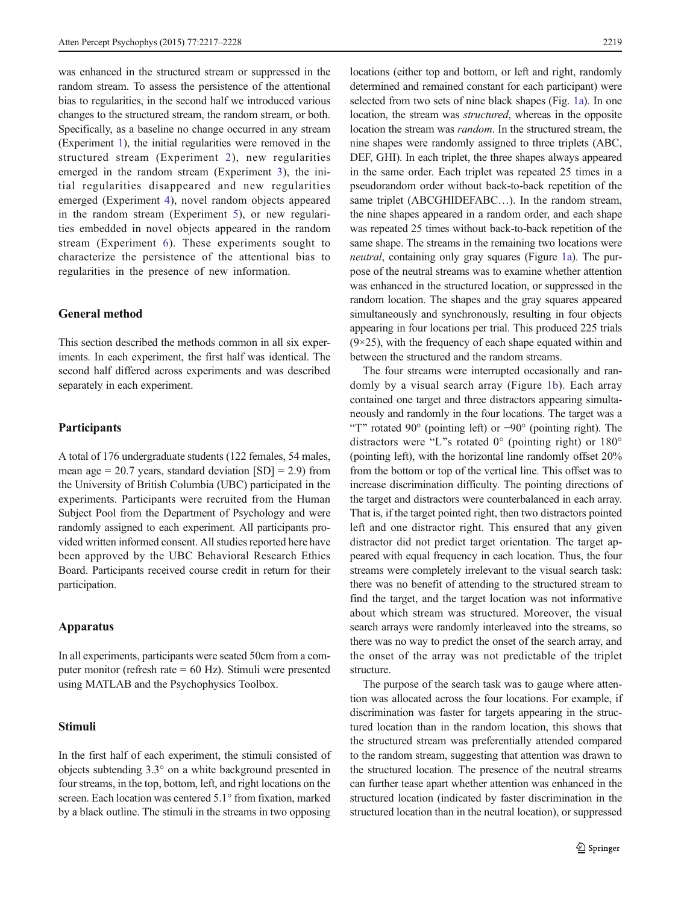was enhanced in the structured stream or suppressed in the random stream. To assess the persistence of the attentional bias to regularities, in the second half we introduced various changes to the structured stream, the random stream, or both. Specifically, as a baseline no change occurred in any stream (Experiment 1), the initial regularities were removed in the structured stream (Experiment 2), new regularities emerged in the random stream (Experiment 3), the initial regularities disappeared and new regularities emerged (Experiment 4), novel random objects appeared in the random stream (Experiment 5), or new regularities embedded in novel objects appeared in the random stream (Experiment 6). These experiments sought to characterize the persistence of the attentional bias to regularities in the presence of new information.

## General method

This section described the methods common in all six experiments. In each experiment, the first half was identical. The second half differed across experiments and was described separately in each experiment.

### Participants

A total of 176 undergraduate students (122 females, 54 males, mean age = 20.7 years, standard deviation [SD] = 2.9) from the University of British Columbia (UBC) participated in the experiments. Participants were recruited from the Human Subject Pool from the Department of Psychology and were randomly assigned to each experiment. All participants provided written informed consent. All studies reported here have been approved by the UBC Behavioral Research Ethics Board. Participants received course credit in return for their participation.

### Apparatus

In all experiments, participants were seated 50cm from a computer monitor (refresh rate = 60 Hz). Stimuli were presented using MATLAB and the Psychophysics Toolbox.

### Stimuli

In the first half of each experiment, the stimuli consisted of objects subtending 3.3° on a white background presented in four streams, in the top, bottom, left, and right locations on the screen. Each location was centered 5.1° from fixation, marked by a black outline. The stimuli in the streams in two opposing locations (either top and bottom, or left and right, randomly determined and remained constant for each participant) were selected from two sets of nine black shapes (Fig. 1a). In one location, the stream was *structured*, whereas in the opposite location the stream was *random*. In the structured stream, the nine shapes were randomly assigned to three triplets (ABC, DEF, GHI). In each triplet, the three shapes always appeared in the same order. Each triplet was repeated 25 times in a pseudorandom order without back-to-back repetition of the same triplet (ABCGHIDEFABC…). In the random stream, the nine shapes appeared in a random order, and each shape was repeated 25 times without back-to-back repetition of the same shape. The streams in the remaining two locations were *neutral*, containing only gray squares (Figure 1a). The purpose of the neutral streams was to examine whether attention was enhanced in the structured location, or suppressed in the random location. The shapes and the gray squares appeared simultaneously and synchronously, resulting in four objects appearing in four locations per trial. This produced 225 trials (9×25), with the frequency of each shape equated within and between the structured and the random streams.

The four streams were interrupted occasionally and randomly by a visual search array (Figure 1b). Each array contained one target and three distractors appearing simultaneously and randomly in the four locations. The target was a "T" rotated 90° (pointing left) or −90° (pointing right). The distractors were "L"s rotated 0° (pointing right) or 180° (pointing left), with the horizontal line randomly offset 20% from the bottom or top of the vertical line. This offset was to increase discrimination difficulty. The pointing directions of the target and distractors were counterbalanced in each array. That is, if the target pointed right, then two distractors pointed left and one distractor right. This ensured that any given distractor did not predict target orientation. The target appeared with equal frequency in each location. Thus, the four streams were completely irrelevant to the visual search task: there was no benefit of attending to the structured stream to find the target, and the target location was not informative about which stream was structured. Moreover, the visual search arrays were randomly interleaved into the streams, so there was no way to predict the onset of the search array, and the onset of the array was not predictable of the triplet structure.

The purpose of the search task was to gauge where attention was allocated across the four locations. For example, if discrimination was faster for targets appearing in the structured location than in the random location, this shows that the structured stream was preferentially attended compared to the random stream, suggesting that attention was drawn to the structured location. The presence of the neutral streams can further tease apart whether attention was enhanced in the structured location (indicated by faster discrimination in the structured location than in the neutral location), or suppressed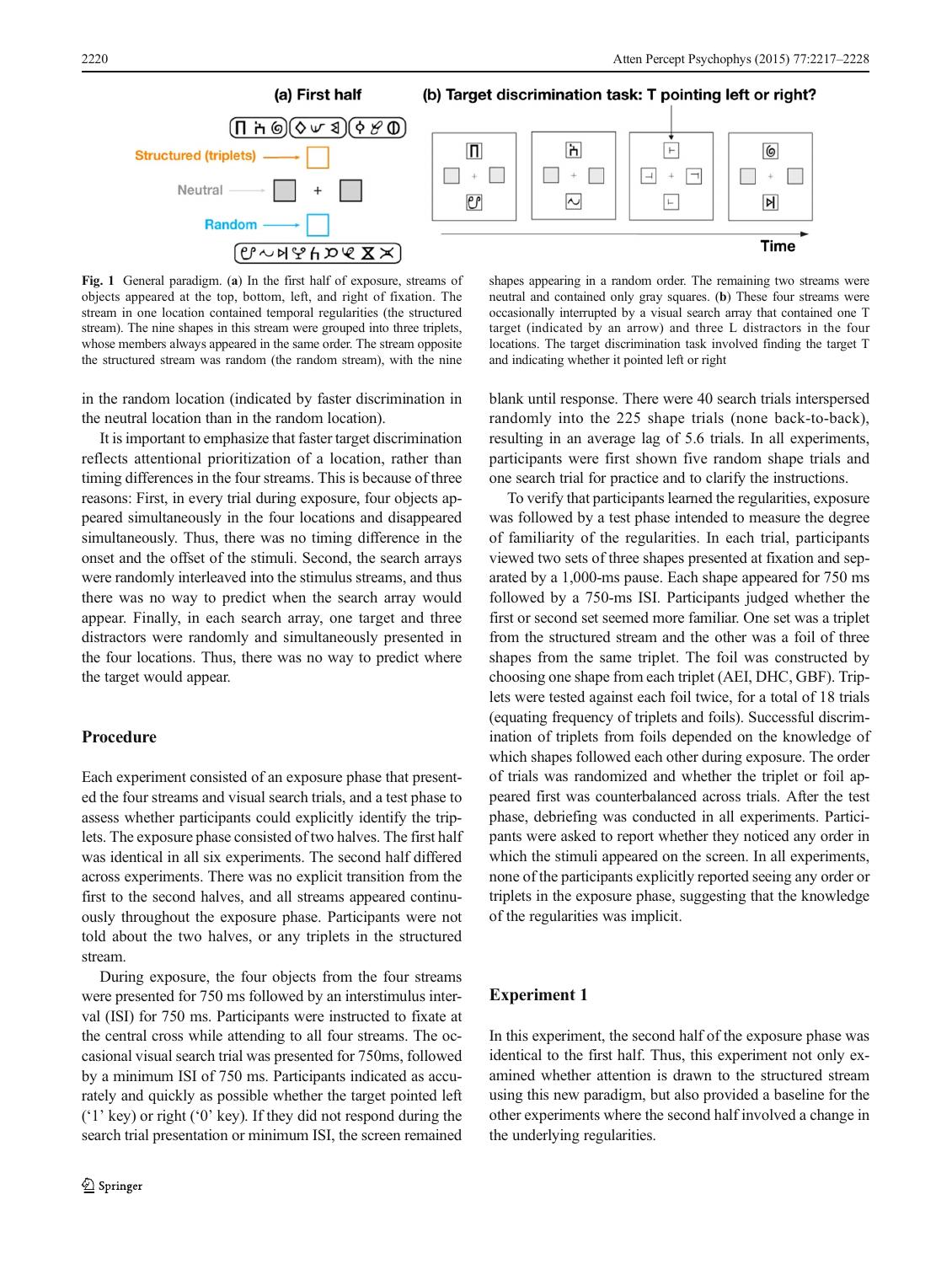**Fig. 1** General paradigm. (**a**) In the first half of exposure, streams of objects appeared at the top, bottom, left, and right of fixation. The stream in one location contained temporal regularities (the structured stream). The nine shapes in this stream were grouped into three triplets, whose members always appeared in the same order. The stream opposite the structured stream was random (the random stream), with the nine shapes appearing in a random order. The remaining two streams were neutral and contained only gray squares. (**b**) These four streams were occasionally interrupted by a visual search array that contained one T target (indicated by an arrow) and three L distractors in the four locations. The target discrimination task involved finding the target T and indicating whether it pointed left or right

in the random location (indicated by faster discrimination in the neutral location than in the random location).

It is important to emphasize that faster target discrimination reflects attentional prioritization of a location, rather than timing differences in the four streams. This is because of three reasons: First, in every trial during exposure, four objects appeared simultaneously in the four locations and disappeared simultaneously. Thus, there was no timing difference in the onset and the offset of the stimuli. Second, the search arrays were randomly interleaved into the stimulus streams, and thus there was no way to predict when the search array would appear. Finally, in each search array, one target and three distractors were randomly and simultaneously presented in the four locations. Thus, there was no way to predict where the target would appear.

## Procedure

Each experiment consisted of an exposure phase that presented the four streams and visual search trials, and a test phase to assess whether participants could explicitly identify the triplets. The exposure phase consisted of two halves. The first half was identical in all six experiments. The second half differed across experiments. There was no explicit transition from the first to the second halves, and all streams appeared continuously throughout the exposure phase. Participants were not told about the two halves, or any triplets in the structured stream.

During exposure, the four objects from the four streams were presented for 750 ms followed by an interstimulus interval (ISI) for 750 ms. Participants were instructed to fixate at the central cross while attending to all four streams. The occasional visual search trial was presented for 750ms, followed by a minimum ISI of 750 ms. Participants indicated as accurately and quickly as possible whether the target pointed left ('1' key) or right ('0' key). If they did not respond during the search trial presentation or minimum ISI, the screen remained blank until response. There were 40 search trials interspersed randomly into the 225 shape trials (none back-to-back), resulting in an average lag of 5.6 trials. In all experiments, participants were first shown five random shape trials and one search trial for practice and to clarify the instructions.

To verify that participants learned the regularities, exposure was followed by a test phase intended to measure the degree of familiarity of the regularities. In each trial, participants viewed two sets of three shapes presented at fixation and separated by a 1,000-ms pause. Each shape appeared for 750 ms followed by a 750-ms ISI. Participants judged whether the first or second set seemed more familiar. One set was a triplet from the structured stream and the other was a foil of three shapes from the same triplet. The foil was constructed by choosing one shape from each triplet (AEI, DHC, GBF). Triplets were tested against each foil twice, for a total of 18 trials (equating frequency of triplets and foils). Successful discrimination of triplets from foils depended on the knowledge of which shapes followed each other during exposure. The order of trials was randomized and whether the triplet or foil appeared first was counterbalanced across trials. After the test phase, debriefing was conducted in all experiments. Participants were asked to report whether they noticed any order in which the stimuli appeared on the screen. In all experiments, none of the participants explicitly reported seeing any order or triplets in the exposure phase, suggesting that the knowledge of the regularities was implicit.

## Experiment 1

In this experiment, the second half of the exposure phase was identical to the first half. Thus, this experiment not only examined whether attention is drawn to the structured stream using this new paradigm, but also provided a baseline for the other experiments where the second half involved a change in the underlying regularities.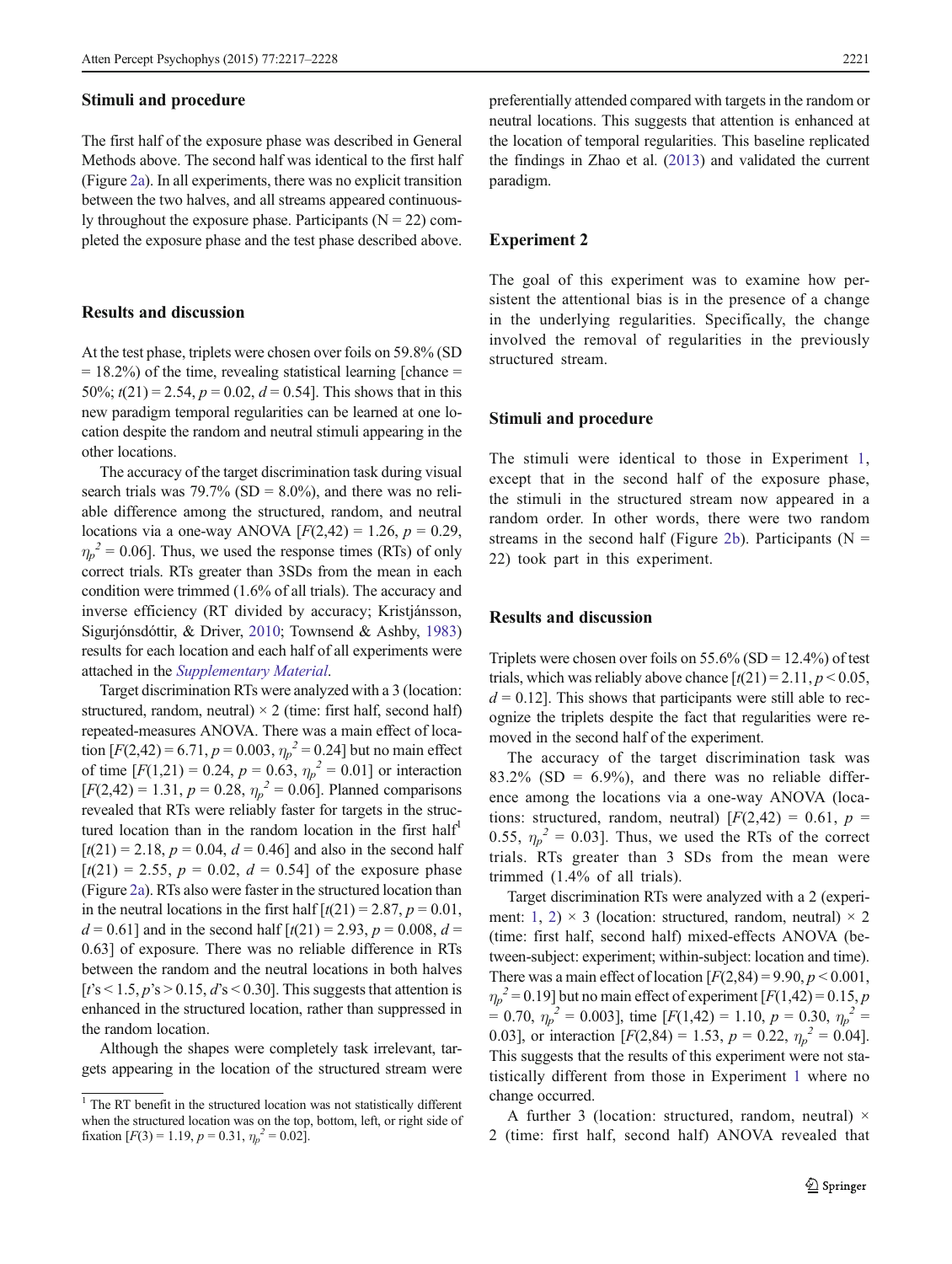### Stimuli and procedure

The first half of the exposure phase was described in General Methods above. The second half was identical to the first half (Figure 2a). In all experiments, there was no explicit transition between the two halves, and all streams appeared continuously throughout the exposure phase. Participants (N = 22) completed the exposure phase and the test phase described above.

### Results and discussion

At the test phase, triplets were chosen over foils on 59.8% (SD = 18.2%) of the time, revealing statistical learning [chance = 50%; $t(21) = 2.54$, $p = 0.02$, $d = 0.54$]. This shows that in this new paradigm temporal regularities can be learned at one location despite the random and neutral stimuli appearing in the other locations.

The accuracy of the target discrimination task during visual search trials was 79.7% (SD = 8.0%), and there was no reliable difference among the structured, random, and neutral locations via a one-way ANOVA [$F(2,42) = 1.26$, $p = 0.29$, $\eta_p^2 = 0.06$]. Thus, we used the response times (RTs) of only correct trials. RTs greater than 3SDs from the mean in each condition were trimmed (1.6% of all trials). The accuracy and inverse efficiency (RT divided by accuracy; Kristjánsson, Sigurjónsdóttir, & Driver, 2010; Townsend & Ashby, 1983) results for each location and each half of all experiments were attached in the *Supplementary Material*.

Target discrimination RTs were analyzed with a 3 (location: structured, random, neutral) × 2 (time: first half, second half) repeated-measures ANOVA. There was a main effect of location [$F(2,42) = 6.71$, $p = 0.003$, $\eta_p^2 = 0.24$] but no main effect of time [$F(1,21) = 0.24$, $p = 0.63$, $\eta_p^2 = 0.01$] or interaction [$F(2,42) = 1.31$, $p = 0.28$, $\eta_p^2 = 0.06$]. Planned comparisons revealed that RTs were reliably faster for targets in the structured location than in the random location in the first half[1] [$t(21) = 2.18$, $p = 0.04$, $d = 0.46$] and also in the second half [$t(21) = 2.55$, $p = 0.02$, $d = 0.54$] of the exposure phase (Figure 2a). RTs also were faster in the structured location than in the neutral locations in the first half [$t(21) = 2.87$, $p = 0.01$, $d = 0.61$] and in the second half [$t(21) = 2.93$, $p = 0.008$, $d = 0.63$] of exposure. There was no reliable difference in RTs between the random and the neutral locations in both halves [$t$'s < 1.5, $p$'s > 0.15, $d$'s < 0.30]. This suggests that attention is enhanced in the structured location, rather than suppressed in the random location.

Although the shapes were completely task irrelevant, targets appearing in the location of the structured stream were preferentially attended compared with targets in the random or neutral locations. This suggests that attention is enhanced at the location of temporal regularities. This baseline replicated the findings in Zhao et al. (2013) and validated the current paradigm.

## Experiment 2

The goal of this experiment was to examine how persistent the attentional bias is in the presence of a change in the underlying regularities. Specifically, the change involved the removal of regularities in the previously structured stream.

### Stimuli and procedure

The stimuli were identical to those in Experiment 1, except that in the second half of the exposure phase, the stimuli in the structured stream now appeared in a random order. In other words, there were two random streams in the second half (Figure 2b). Participants (N = 22) took part in this experiment.

### Results and discussion

Triplets were chosen over foils on 55.6% (SD = 12.4%) of test trials, which was reliably above chance [$t(21) = 2.11$, $p < 0.05$, $d = 0.12$]. This shows that participants were still able to recognize the triplets despite the fact that regularities were removed in the second half of the experiment.

The accuracy of the target discrimination task was 83.2% (SD = 6.9%), and there was no reliable difference among the locations via a one-way ANOVA (locations: structured, random, neutral) [$F(2,42) = 0.61$, $p = 0.55$, $\eta_p^2 = 0.03$]. Thus, we used the RTs of the correct trials. RTs greater than 3 SDs from the mean were trimmed (1.4% of all trials).

Target discrimination RTs were analyzed with a 2 (experiment: 1, 2) × 3 (location: structured, random, neutral) × 2 (time: first half, second half) mixed-effects ANOVA (between-subject: experiment; within-subject: location and time). There was a main effect of location [$F(2,84) = 9.90$, $p < 0.001$, $\eta_p^2 = 0.19$] but no main effect of experiment [$F(1,42) = 0.15$, $p = 0.70$, $\eta_p^2 = 0.003$], time [$F(1,42) = 1.10$, $p = 0.30$, $\eta_p^2 = 0.03$], or interaction [$F(2,84) = 1.53$, $p = 0.22$, $\eta_p^2 = 0.04$]. This suggests that the results of this experiment were not statistically different from those in Experiment 1 where no change occurred.

A further 3 (location: structured, random, neutral) × 2 (time: first half, second half) ANOVA revealed that

[1] The RT benefit in the structured location was not statistically different when the structured location was on the top, bottom, left, or right side of fixation [$F(3) = 1.19$, $p = 0.31$, $\eta_p^2 = 0.02$].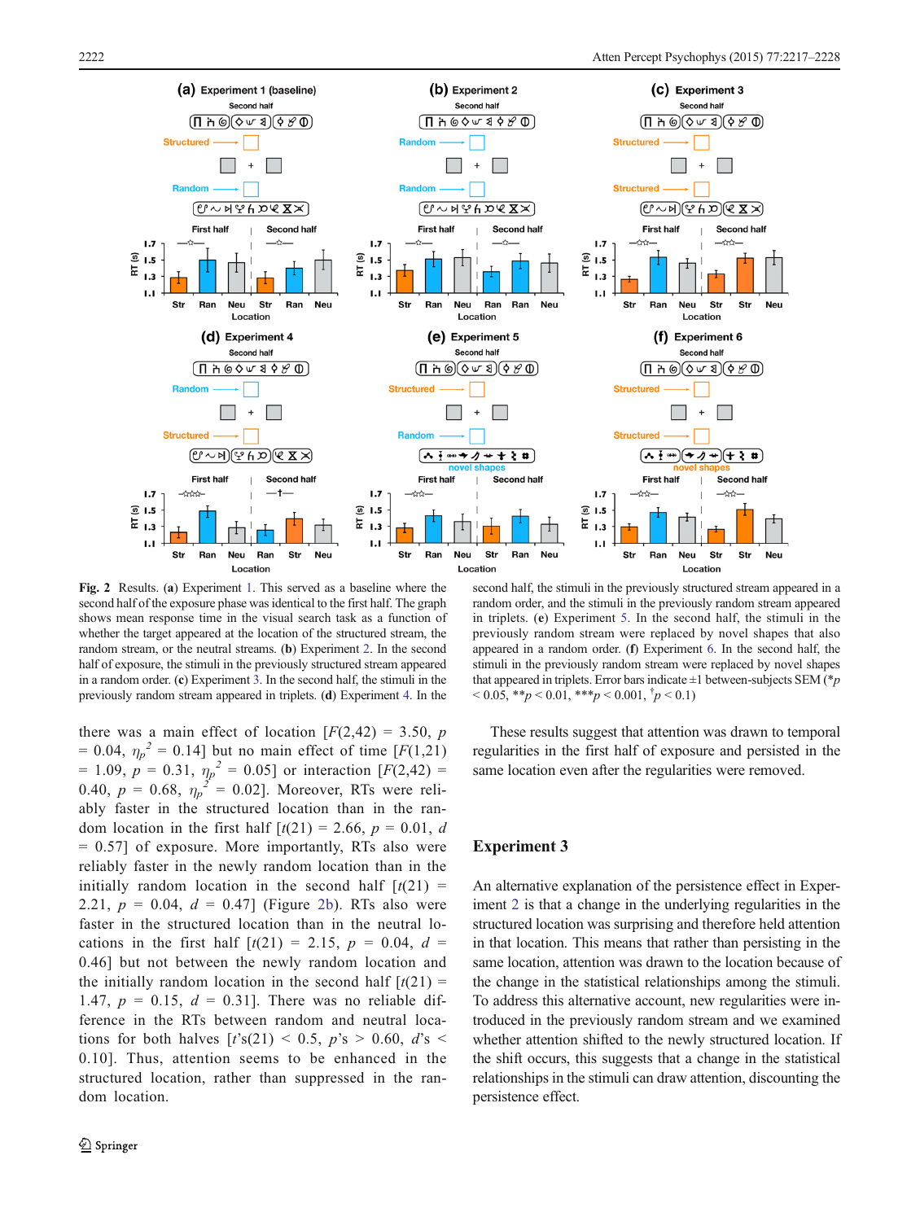**Fig. 2** Results. (**a**) Experiment 1. This served as a baseline where the second half of the exposure phase was identical to the first half. The graph shows mean response time in the visual search task as a function of whether the target appeared at the location of the structured stream, the random stream, or the neutral streams. (**b**) Experiment 2. In the second half of exposure, the stimuli in the previously structured stream appeared in a random order. (**c**) Experiment 3. In the second half, the stimuli in the previously random stream appeared in triplets. (**d**) Experiment 4. In the second half, the stimuli in the previously structured stream appeared in a random order, and the stimuli in the previously random stream appeared in triplets. (**e**) Experiment 5. In the second half, the stimuli in the previously random stream were replaced by novel shapes that also appeared in a random order. (**f**) Experiment 6. In the second half, the stimuli in the previously random stream were replaced by novel shapes that appeared in triplets. Error bars indicate ±1 between-subjects SEM (\*$p$ < 0.05, \*\*$p$ < 0.01, \*\*\*$p$ < 0.001, †$p$ < 0.1)

there was a main effect of location [$F(2,42)$ = 3.50, $p$ = 0.04, $\eta_p^2$ = 0.14] but no main effect of time [$F(1,21)$ = 1.09, $p$ = 0.31, $\eta_p^2$ = 0.05] or interaction [$F(2,42)$ = 0.40, $p$ = 0.68, $\eta_p^2$ = 0.02]. Moreover, RTs were reliably faster in the structured location than in the random location in the first half [$t(21)$ = 2.66, $p$ = 0.01, $d$ = 0.57] of exposure. More importantly, RTs also were reliably faster in the newly random location than in the initially random location in the second half [$t(21)$ = 2.21, $p$ = 0.04, $d$ = 0.47] (Figure 2b). RTs also were faster in the structured location than in the neutral locations in the first half [$t(21)$ = 2.15, $p$ = 0.04, $d$ = 0.46] but not between the newly random location and the initially random location in the second half [$t(21)$ = 1.47, $p$ = 0.15, $d$ = 0.31]. There was no reliable difference in the RTs between random and neutral locations for both halves [$t$'s(21) < 0.5, $p$'s > 0.60, $d$'s < 0.10]. Thus, attention seems to be enhanced in the structured location, rather than suppressed in the random location.

These results suggest that attention was drawn to temporal regularities in the first half of exposure and persisted in the same location even after the regularities were removed.

## Experiment 3

An alternative explanation of the persistence effect in Experiment 2 is that a change in the underlying regularities in the structured location was surprising and therefore held attention in that location. This means that rather than persisting in the same location, attention was drawn to the location because of the change in the statistical relationships among the stimuli. To address this alternative account, new regularities were introduced in the previously random stream and we examined whether attention shifted to the newly structured location. If the shift occurs, this suggests that a change in the statistical relationships in the stimuli can draw attention, discounting the persistence effect.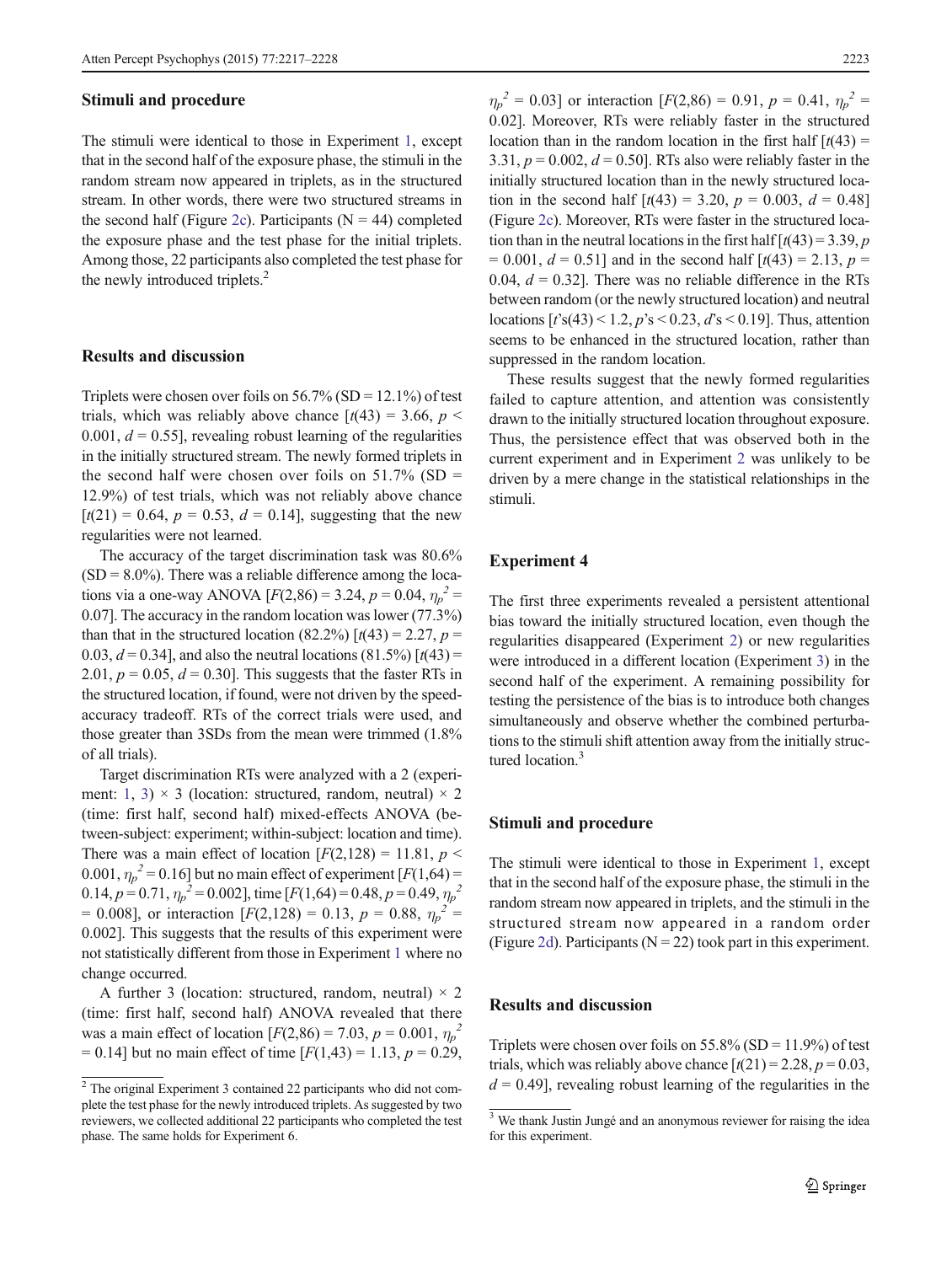### Stimuli and procedure

The stimuli were identical to those in Experiment 1, except that in the second half of the exposure phase, the stimuli in the random stream now appeared in triplets, as in the structured stream. In other words, there were two structured streams in the second half (Figure 2c). Participants ($N = 44$) completed the exposure phase and the test phase for the initial triplets. Among those, 22 participants also completed the test phase for the newly introduced triplets.[2]

### Results and discussion

Triplets were chosen over foils on 56.7% (SD = 12.1%) of test trials, which was reliably above chance [$t(43) = 3.66$, $p < 0.001$, $d = 0.55$], revealing robust learning of the regularities in the initially structured stream. The newly formed triplets in the second half were chosen over foils on 51.7% (SD = 12.9%) of test trials, which was not reliably above chance [$t(21) = 0.64$, $p = 0.53$, $d = 0.14$], suggesting that the new regularities were not learned.

The accuracy of the target discrimination task was 80.6% (SD = 8.0%). There was a reliable difference among the locations via a one-way ANOVA [$F(2,86) = 3.24$, $p = 0.04$, $\eta_p^2 = 0.07$]. The accuracy in the random location was lower (77.3%) than that in the structured location (82.2%) [$t(43) = 2.27$, $p = 0.03$, $d = 0.34$], and also the neutral locations (81.5%) [$t(43) = 2.01$, $p = 0.05$, $d = 0.30$]. This suggests that the faster RTs in the structured location, if found, were not driven by the speed-accuracy tradeoff. RTs of the correct trials were used, and those greater than 3SDs from the mean were trimmed (1.8% of all trials).

Target discrimination RTs were analyzed with a 2 (experiment: 1, 3) × 3 (location: structured, random, neutral) × 2 (time: first half, second half) mixed-effects ANOVA (between-subject: experiment; within-subject: location and time). There was a main effect of location [$F(2,128) = 11.81$, $p < 0.001$, $\eta_p^2 = 0.16$] but no main effect of experiment [$F(1,64) = 0.14$, $p = 0.71$, $\eta_p^2 = 0.002$], time [$F(1,64) = 0.48$, $p = 0.49$, $\eta_p^2 = 0.008$], or interaction [$F(2,128) = 0.13$, $p = 0.88$, $\eta_p^2 = 0.002$]. This suggests that the results of this experiment were not statistically different from those in Experiment 1 where no change occurred.

A further 3 (location: structured, random, neutral) × 2 (time: first half, second half) ANOVA revealed that there was a main effect of location [$F(2,86) = 7.03$, $p = 0.001$, $\eta_p^2 = 0.14$] but no main effect of time [$F(1,43) = 1.13$, $p = 0.29$, $\eta_p^2 = 0.03$] or interaction [$F(2,86) = 0.91$, $p = 0.41$, $\eta_p^2 = 0.02$]. Moreover, RTs were reliably faster in the structured location than in the random location in the first half [$t(43) = 3.31$, $p = 0.002$, $d = 0.50$]. RTs also were reliably faster in the initially structured location than in the newly structured location in the second half [$t(43) = 3.20$, $p = 0.003$, $d = 0.48$] (Figure 2c). Moreover, RTs were faster in the structured location than in the neutral locations in the first half [$t(43) = 3.39$, $p = 0.001$, $d = 0.51$] and in the second half [$t(43) = 2.13$, $p = 0.04$, $d = 0.32$]. There was no reliable difference in the RTs between random (or the newly structured location) and neutral locations [$t$'s$(43) < 1.2$, $p$'s $< 0.23$, $d$'s $< 0.19$]. Thus, attention seems to be enhanced in the structured location, rather than suppressed in the random location.

These results suggest that the newly formed regularities failed to capture attention, and attention was consistently drawn to the initially structured location throughout exposure. Thus, the persistence effect that was observed both in the current experiment and in Experiment 2 was unlikely to be driven by a mere change in the statistical relationships in the stimuli.

## Experiment 4

The first three experiments revealed a persistent attentional bias toward the initially structured location, even though the regularities disappeared (Experiment 2) or new regularities were introduced in a different location (Experiment 3) in the second half of the experiment. A remaining possibility for testing the persistence of the bias is to introduce both changes simultaneously and observe whether the combined perturbations to the stimuli shift attention away from the initially structured location.[3]

### Stimuli and procedure

The stimuli were identical to those in Experiment 1, except that in the second half of the exposure phase, the stimuli in the random stream now appeared in triplets, and the stimuli in the structured stream now appeared in a random order (Figure 2d). Participants ($N = 22$) took part in this experiment.

### Results and discussion

Triplets were chosen over foils on 55.8% (SD = 11.9%) of test trials, which was reliably above chance [$t(21) = 2.28$, $p = 0.03$, $d = 0.49$], revealing robust learning of the regularities in the

[2] The original Experiment 3 contained 22 participants who did not complete the test phase for the newly introduced triplets. As suggested by two reviewers, we collected additional 22 participants who completed the test phase. The same holds for Experiment 6.

[3] We thank Justin Jungé and an anonymous reviewer for raising the idea for this experiment.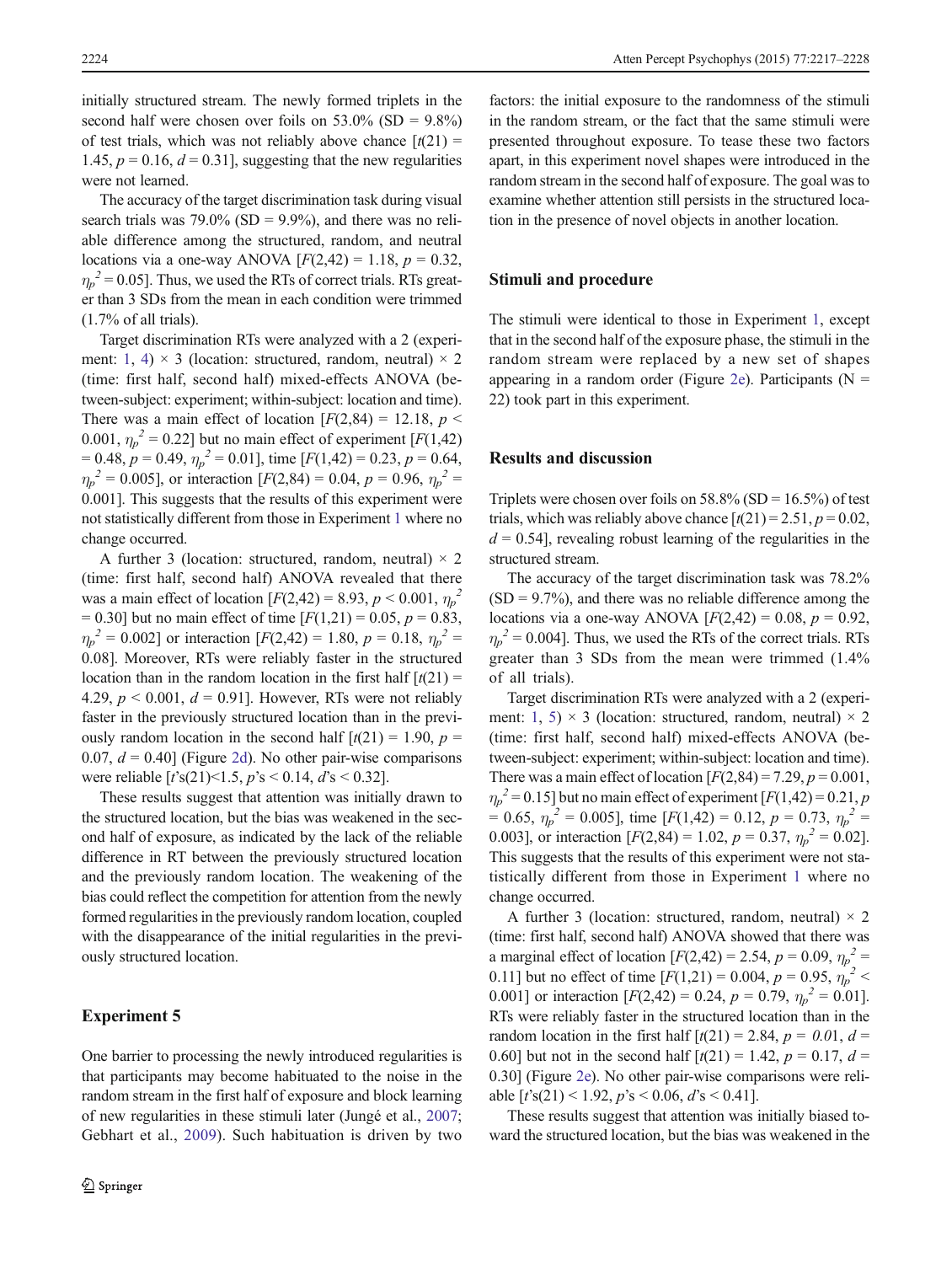initially structured stream. The newly formed triplets in the second half were chosen over foils on 53.0% (SD = 9.8%) of test trials, which was not reliably above chance [$t(21) = 1.45$, $p = 0.16$, $d = 0.31$], suggesting that the new regularities were not learned.

The accuracy of the target discrimination task during visual search trials was 79.0% (SD = 9.9%), and there was no reliable difference among the structured, random, and neutral locations via a one-way ANOVA [$F(2,42) = 1.18$, $p = 0.32$, $\eta_p^2 = 0.05$]. Thus, we used the RTs of correct trials. RTs greater than 3 SDs from the mean in each condition were trimmed (1.7% of all trials).

Target discrimination RTs were analyzed with a 2 (experiment: 1, 4) × 3 (location: structured, random, neutral) × 2 (time: first half, second half) mixed-effects ANOVA (between-subject: experiment; within-subject: location and time). There was a main effect of location [$F(2,84) = 12.18$, $p < 0.001$, $\eta_p^2 = 0.22$] but no main effect of experiment [$F(1,42) = 0.48$, $p = 0.49$, $\eta_p^2 = 0.01$], time [$F(1,42) = 0.23$, $p = 0.64$, $\eta_p^2 = 0.005$], or interaction [$F(2,84) = 0.04$, $p = 0.96$, $\eta_p^2 = 0.001$]. This suggests that the results of this experiment were not statistically different from those in Experiment 1 where no change occurred.

A further 3 (location: structured, random, neutral) × 2 (time: first half, second half) ANOVA revealed that there was a main effect of location [$F(2,42) = 8.93$, $p < 0.001$, $\eta_p^2 = 0.30$] but no main effect of time [$F(1,21) = 0.05$, $p = 0.83$, $\eta_p^2 = 0.002$] or interaction [$F(2,42) = 1.80$, $p = 0.18$, $\eta_p^2 = 0.08$]. Moreover, RTs were reliably faster in the structured location than in the random location in the first half [$t(21) = 4.29$, $p < 0.001$, $d = 0.91$]. However, RTs were not reliably faster in the previously structured location than in the previously random location in the second half [$t(21) = 1.90$, $p = 0.07$, $d = 0.40$] (Figure 2d). No other pair-wise comparisons were reliable [$t$'s$(21) < 1.5$, $p$'s $< 0.14$, $d$'s $< 0.32$].

These results suggest that attention was initially drawn to the structured location, but the bias was weakened in the second half of exposure, as indicated by the lack of the reliable difference in RT between the previously structured location and the previously random location. The weakening of the bias could reflect the competition for attention from the newly formed regularities in the previously random location, coupled with the disappearance of the initial regularities in the previously structured location.

## Experiment 5

One barrier to processing the newly introduced regularities is that participants may become habituated to the noise in the random stream in the first half of exposure and block learning of new regularities in these stimuli later (Jungé et al., 2007; Gebhart et al., 2009). Such habituation is driven by two factors: the initial exposure to the randomness of the stimuli in the random stream, or the fact that the same stimuli were presented throughout exposure. To tease these two factors apart, in this experiment novel shapes were introduced in the random stream in the second half of exposure. The goal was to examine whether attention still persists in the structured location in the presence of novel objects in another location.

### Stimuli and procedure

The stimuli were identical to those in Experiment 1, except that in the second half of the exposure phase, the stimuli in the random stream were replaced by a new set of shapes appearing in a random order (Figure 2e). Participants (N = 22) took part in this experiment.

### Results and discussion

Triplets were chosen over foils on 58.8% (SD = 16.5%) of test trials, which was reliably above chance [$t(21) = 2.51$, $p = 0.02$, $d = 0.54$], revealing robust learning of the regularities in the structured stream.

The accuracy of the target discrimination task was 78.2% (SD = 9.7%), and there was no reliable difference among the locations via a one-way ANOVA [$F(2,42) = 0.08$, $p = 0.92$, $\eta_p^2 = 0.004$]. Thus, we used the RTs of the correct trials. RTs greater than 3 SDs from the mean were trimmed (1.4% of all trials).

Target discrimination RTs were analyzed with a 2 (experiment: 1, 5) × 3 (location: structured, random, neutral) × 2 (time: first half, second half) mixed-effects ANOVA (between-subject: experiment; within-subject: location and time). There was a main effect of location [$F(2,84) = 7.29$, $p = 0.001$, $\eta_p^2 = 0.15$] but no main effect of experiment [$F(1,42) = 0.21$, $p = 0.65$, $\eta_p^2 = 0.005$], time [$F(1,42) = 0.12$, $p = 0.73$, $\eta_p^2 = 0.003$], or interaction [$F(2,84) = 1.02$, $p = 0.37$, $\eta_p^2 = 0.02$]. This suggests that the results of this experiment were not statistically different from those in Experiment 1 where no change occurred.

A further 3 (location: structured, random, neutral) × 2 (time: first half, second half) ANOVA showed that there was a marginal effect of location [$F(2,42) = 2.54$, $p = 0.09$, $\eta_p^2 = 0.11$] but no effect of time [$F(1,21) = 0.004$, $p = 0.95$, $\eta_p^2 < 0.001$] or interaction [$F(2,42) = 0.24$, $p = 0.79$, $\eta_p^2 = 0.01$]. RTs were reliably faster in the structured location than in the random location in the first half [$t(21) = 2.84$, $p = 0.01$, $d = 0.60$] but not in the second half [$t(21) = 1.42$, $p = 0.17$, $d = 0.30$] (Figure 2e). No other pair-wise comparisons were reliable [$t$'s$(21) < 1.92$, $p$'s $< 0.06$, $d$'s $< 0.41$].

These results suggest that attention was initially biased toward the structured location, but the bias was weakened in the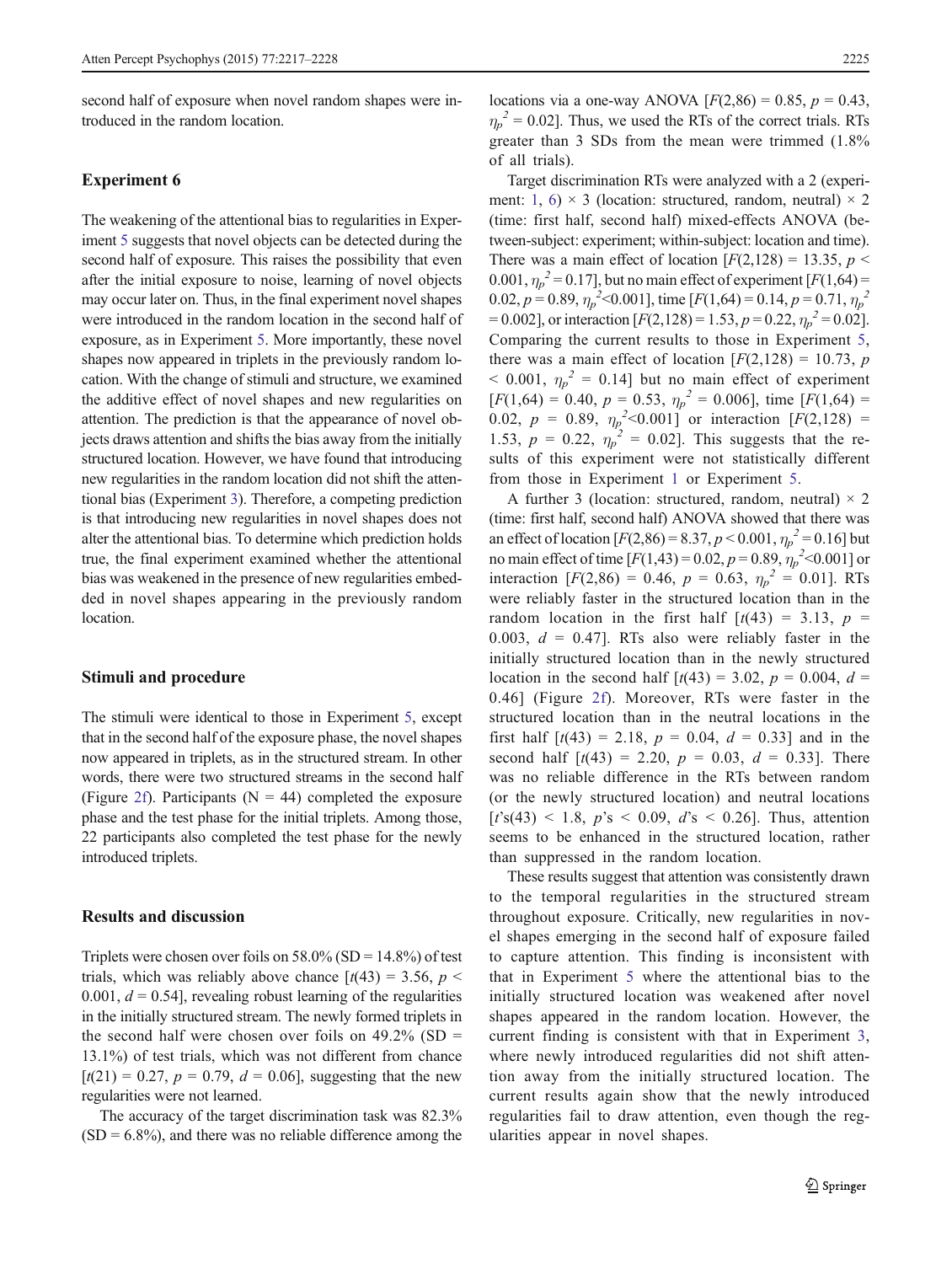second half of exposure when novel random shapes were introduced in the random location.

## Experiment 6

The weakening of the attentional bias to regularities in Experiment 5 suggests that novel objects can be detected during the second half of exposure. This raises the possibility that even after the initial exposure to noise, learning of novel objects may occur later on. Thus, in the final experiment novel shapes were introduced in the random location in the second half of exposure, as in Experiment 5. More importantly, these novel shapes now appeared in triplets in the previously random location. With the change of stimuli and structure, we examined the additive effect of novel shapes and new regularities on attention. The prediction is that the appearance of novel objects draws attention and shifts the bias away from the initially structured location. However, we have found that introducing new regularities in the random location did not shift the attentional bias (Experiment 3). Therefore, a competing prediction is that introducing new regularities in novel shapes does not alter the attentional bias. To determine which prediction holds true, the final experiment examined whether the attentional bias was weakened in the presence of new regularities embedded in novel shapes appearing in the previously random location.

### Stimuli and procedure

The stimuli were identical to those in Experiment 5, except that in the second half of the exposure phase, the novel shapes now appeared in triplets, as in the structured stream. In other words, there were two structured streams in the second half (Figure 2f). Participants (N = 44) completed the exposure phase and the test phase for the initial triplets. Among those, 22 participants also completed the test phase for the newly introduced triplets.

### Results and discussion

Triplets were chosen over foils on 58.0% (SD = 14.8%) of test trials, which was reliably above chance [$t(43) = 3.56$, $p < 0.001$, $d = 0.54$], revealing robust learning of the regularities in the initially structured stream. The newly formed triplets in the second half were chosen over foils on 49.2% (SD = 13.1%) of test trials, which was not different from chance [$t(21) = 0.27$, $p = 0.79$, $d = 0.06$], suggesting that the new regularities were not learned.

The accuracy of the target discrimination task was 82.3% (SD = 6.8%), and there was no reliable difference among the locations via a one-way ANOVA [$F(2,86) = 0.85$, $p = 0.43$, $\eta_p^2 = 0.02$]. Thus, we used the RTs of the correct trials. RTs greater than 3 SDs from the mean were trimmed (1.8% of all trials).

Target discrimination RTs were analyzed with a 2 (experiment: 1, 6) × 3 (location: structured, random, neutral) × 2 (time: first half, second half) mixed-effects ANOVA (between-subject: experiment; within-subject: location and time). There was a main effect of location [$F(2,128) = 13.35$, $p < 0.001$, $\eta_p^2 = 0.17$], but no main effect of experiment [$F(1,64) = 0.02$, $p = 0.89$, $\eta_p^2 < 0.001$], time [$F(1,64) = 0.14$, $p = 0.71$, $\eta_p^2 = 0.002$], or interaction [$F(2,128) = 1.53$, $p = 0.22$, $\eta_p^2 = 0.02$]. Comparing the current results to those in Experiment 5, there was a main effect of location [$F(2,128) = 10.73$, $p < 0.001$, $\eta_p^2 = 0.14$] but no main effect of experiment [$F(1,64) = 0.40$, $p = 0.53$, $\eta_p^2 = 0.006$], time [$F(1,64) = 0.02$, $p = 0.89$, $\eta_p^2 < 0.001$] or interaction [$F(2,128) = 1.53$, $p = 0.22$, $\eta_p^2 = 0.02$]. This suggests that the results of this experiment were not statistically different from those in Experiment 1 or Experiment 5.

A further 3 (location: structured, random, neutral) × 2 (time: first half, second half) ANOVA showed that there was an effect of location [$F(2,86) = 8.37$, $p < 0.001$, $\eta_p^2 = 0.16$] but no main effect of time [$F(1,43) = 0.02$, $p = 0.89$, $\eta_p^2 < 0.001$] or interaction [$F(2,86) = 0.46$, $p = 0.63$, $\eta_p^2 = 0.01$]. RTs were reliably faster in the structured location than in the random location in the first half [$t(43) = 3.13$, $p = 0.003$, $d = 0.47$]. RTs also were reliably faster in the initially structured location than in the newly structured location in the second half [$t(43) = 3.02$, $p = 0.004$, $d = 0.46$] (Figure 2f). Moreover, RTs were faster in the structured location than in the neutral locations in the first half [$t(43) = 2.18$, $p = 0.04$, $d = 0.33$] and in the second half [$t(43) = 2.20$, $p = 0.03$, $d = 0.33$]. There was no reliable difference in the RTs between random (or the newly structured location) and neutral locations [$t$'s$(43) < 1.8$, $p$'s $< 0.09$, $d$'s $< 0.26$]. Thus, attention seems to be enhanced in the structured location, rather than suppressed in the random location.

These results suggest that attention was consistently drawn to the temporal regularities in the structured stream throughout exposure. Critically, new regularities in novel shapes emerging in the second half of exposure failed to capture attention. This finding is inconsistent with that in Experiment 5 where the attentional bias to the initially structured location was weakened after novel shapes appeared in the random location. However, the current finding is consistent with that in Experiment 3, where newly introduced regularities did not shift attention away from the initially structured location. The current results again show that the newly introduced regularities fail to draw attention, even though the regularities appear in novel shapes.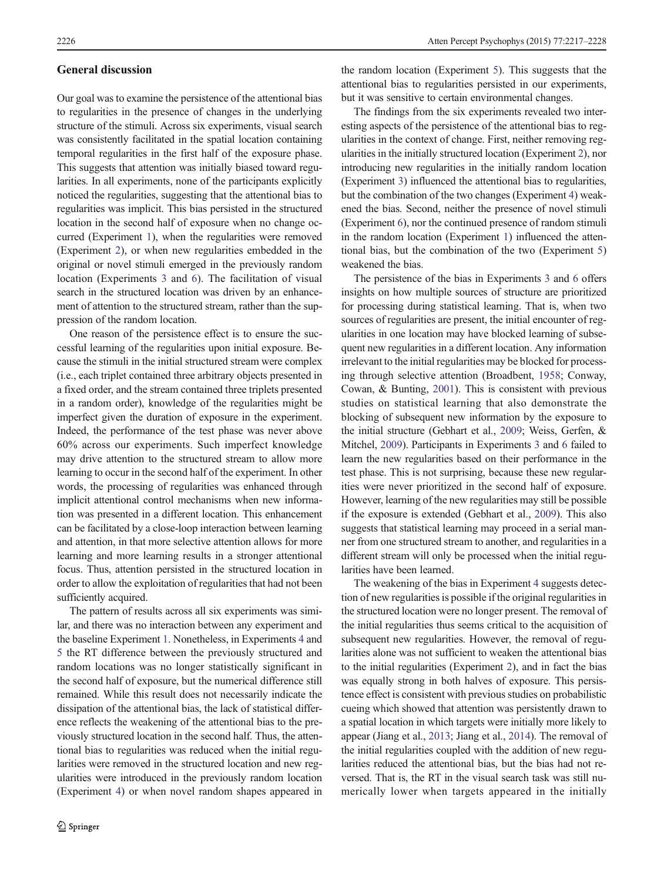## General discussion

Our goal was to examine the persistence of the attentional bias to regularities in the presence of changes in the underlying structure of the stimuli. Across six experiments, visual search was consistently facilitated in the spatial location containing temporal regularities in the first half of the exposure phase. This suggests that attention was initially biased toward regularities. In all experiments, none of the participants explicitly noticed the regularities, suggesting that the attentional bias to regularities was implicit. This bias persisted in the structured location in the second half of exposure when no change occurred (Experiment 1), when the regularities were removed (Experiment 2), or when new regularities embedded in the original or novel stimuli emerged in the previously random location (Experiments 3 and 6). The facilitation of visual search in the structured location was driven by an enhancement of attention to the structured stream, rather than the suppression of the random location.

One reason of the persistence effect is to ensure the successful learning of the regularities upon initial exposure. Because the stimuli in the initial structured stream were complex (i.e., each triplet contained three arbitrary objects presented in a fixed order, and the stream contained three triplets presented in a random order), knowledge of the regularities might be imperfect given the duration of exposure in the experiment. Indeed, the performance of the test phase was never above 60% across our experiments. Such imperfect knowledge may drive attention to the structured stream to allow more learning to occur in the second half of the experiment. In other words, the processing of regularities was enhanced through implicit attentional control mechanisms when new information was presented in a different location. This enhancement can be facilitated by a close-loop interaction between learning and attention, in that more selective attention allows for more learning and more learning results in a stronger attentional focus. Thus, attention persisted in the structured location in order to allow the exploitation of regularities that had not been sufficiently acquired.

The pattern of results across all six experiments was similar, and there was no interaction between any experiment and the baseline Experiment 1. Nonetheless, in Experiments 4 and 5 the RT difference between the previously structured and random locations was no longer statistically significant in the second half of exposure, but the numerical difference still remained. While this result does not necessarily indicate the dissipation of the attentional bias, the lack of statistical difference reflects the weakening of the attentional bias to the previously structured location in the second half. Thus, the attentional bias to regularities was reduced when the initial regularities were removed in the structured location and new regularities were introduced in the previously random location (Experiment 4) or when novel random shapes appeared in the random location (Experiment 5). This suggests that the attentional bias to regularities persisted in our experiments, but it was sensitive to certain environmental changes.

The findings from the six experiments revealed two interesting aspects of the persistence of the attentional bias to regularities in the context of change. First, neither removing regularities in the initially structured location (Experiment 2), nor introducing new regularities in the initially random location (Experiment 3) influenced the attentional bias to regularities, but the combination of the two changes (Experiment 4) weakened the bias. Second, neither the presence of novel stimuli (Experiment 6), nor the continued presence of random stimuli in the random location (Experiment 1) influenced the attentional bias, but the combination of the two (Experiment 5) weakened the bias.

The persistence of the bias in Experiments 3 and 6 offers insights on how multiple sources of structure are prioritized for processing during statistical learning. That is, when two sources of regularities are present, the initial encounter of regularities in one location may have blocked learning of subsequent new regularities in a different location. Any information irrelevant to the initial regularities may be blocked for processing through selective attention (Broadbent, 1958; Conway, Cowan, & Bunting, 2001). This is consistent with previous studies on statistical learning that also demonstrate the blocking of subsequent new information by the exposure to the initial structure (Gebhart et al., 2009; Weiss, Gerfen, & Mitchel, 2009). Participants in Experiments 3 and 6 failed to learn the new regularities based on their performance in the test phase. This is not surprising, because these new regularities were never prioritized in the second half of exposure. However, learning of the new regularities may still be possible if the exposure is extended (Gebhart et al., 2009). This also suggests that statistical learning may proceed in a serial manner from one structured stream to another, and regularities in a different stream will only be processed when the initial regularities have been learned.

The weakening of the bias in Experiment 4 suggests detection of new regularities is possible if the original regularities in the structured location were no longer present. The removal of the initial regularities thus seems critical to the acquisition of subsequent new regularities. However, the removal of regularities alone was not sufficient to weaken the attentional bias to the initial regularities (Experiment 2), and in fact the bias was equally strong in both halves of exposure. This persistence effect is consistent with previous studies on probabilistic cueing which showed that attention was persistently drawn to a spatial location in which targets were initially more likely to appear (Jiang et al., 2013; Jiang et al., 2014). The removal of the initial regularities coupled with the addition of new regularities reduced the attentional bias, but the bias had not reversed. That is, the RT in the visual search task was still numerically lower when targets appeared in the initially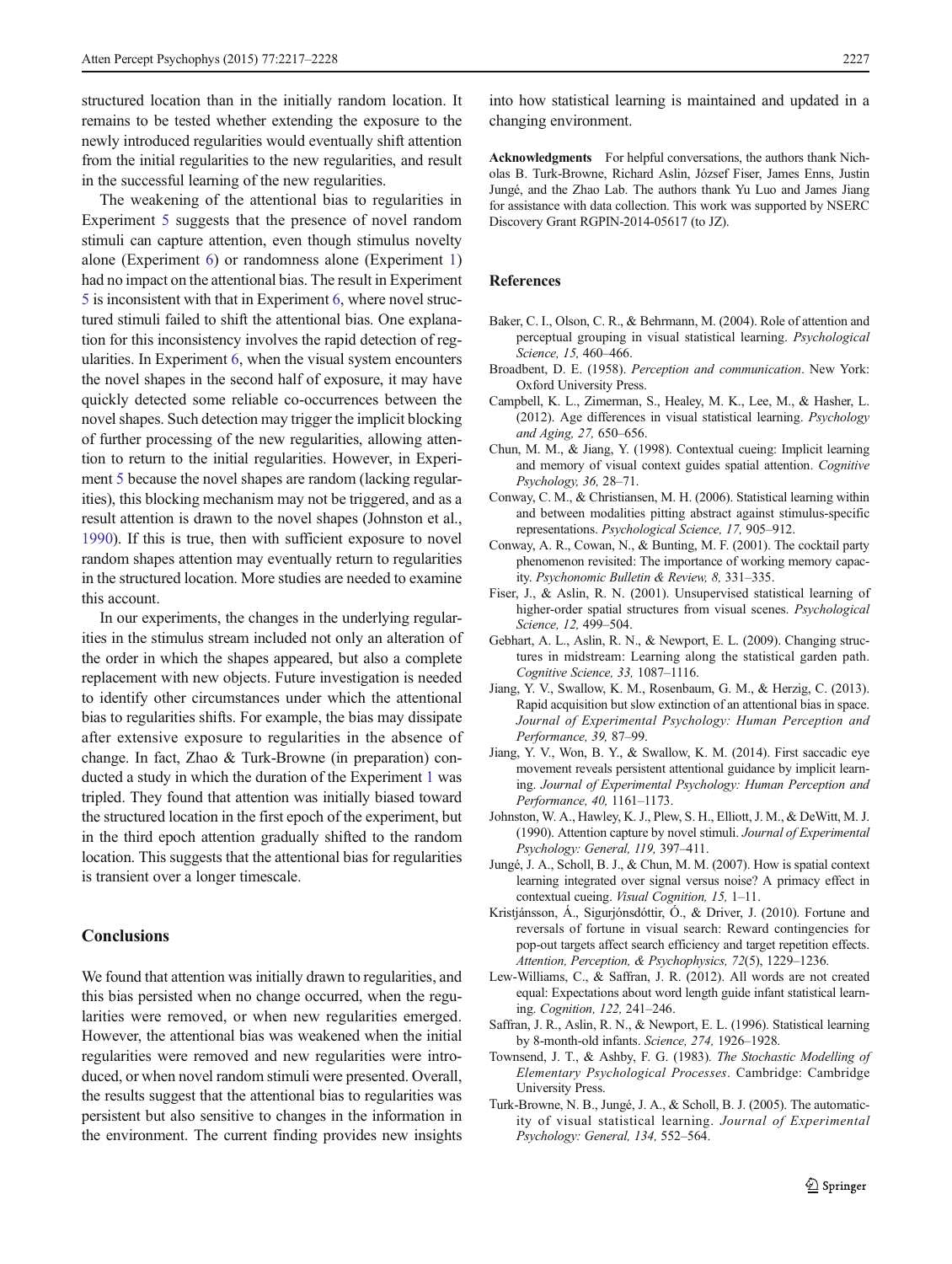structured location than in the initially random location. It remains to be tested whether extending the exposure to the newly introduced regularities would eventually shift attention from the initial regularities to the new regularities, and result in the successful learning of the new regularities.

The weakening of the attentional bias to regularities in Experiment 5 suggests that the presence of novel random stimuli can capture attention, even though stimulus novelty alone (Experiment 6) or randomness alone (Experiment 1) had no impact on the attentional bias. The result in Experiment 5 is inconsistent with that in Experiment 6, where novel structured stimuli failed to shift the attentional bias. One explanation for this inconsistency involves the rapid detection of regularities. In Experiment 6, when the visual system encounters the novel shapes in the second half of exposure, it may have quickly detected some reliable co-occurrences between the novel shapes. Such detection may trigger the implicit blocking of further processing of the new regularities, allowing attention to return to the initial regularities. However, in Experiment 5 because the novel shapes are random (lacking regularities), this blocking mechanism may not be triggered, and as a result attention is drawn to the novel shapes (Johnston et al., 1990). If this is true, then with sufficient exposure to novel random shapes attention may eventually return to regularities in the structured location. More studies are needed to examine this account.

In our experiments, the changes in the underlying regularities in the stimulus stream included not only an alteration of the order in which the shapes appeared, but also a complete replacement with new objects. Future investigation is needed to identify other circumstances under which the attentional bias to regularities shifts. For example, the bias may dissipate after extensive exposure to regularities in the absence of change. In fact, Zhao & Turk-Browne (in preparation) conducted a study in which the duration of the Experiment 1 was tripled. They found that attention was initially biased toward the structured location in the first epoch of the experiment, but in the third epoch attention gradually shifted to the random location. This suggests that the attentional bias for regularities is transient over a longer timescale.

## Conclusions

We found that attention was initially drawn to regularities, and this bias persisted when no change occurred, when the regularities were removed, or when new regularities emerged. However, the attentional bias was weakened when the initial regularities were removed and new regularities were introduced, or when novel random stimuli were presented. Overall, the results suggest that the attentional bias to regularities was persistent but also sensitive to changes in the information in the environment. The current finding provides new insights into how statistical learning is maintained and updated in a changing environment.

**Acknowledgments** For helpful conversations, the authors thank Nicholas B. Turk-Browne, Richard Aslin, József Fiser, James Enns, Justin Jungé, and the Zhao Lab. The authors thank Yu Luo and James Jiang for assistance with data collection. This work was supported by NSERC Discovery Grant RGPIN-2014-05617 (to JZ).

## References

- Baker, C. I., Olson, C. R., & Behrmann, M. (2004). Role of attention and perceptual grouping in visual statistical learning. *Psychological Science, 15,* 460–466.
- Broadbent, D. E. (1958). *Perception and communication*. New York: Oxford University Press.
- Campbell, K. L., Zimerman, S., Healey, M. K., Lee, M., & Hasher, L. (2012). Age differences in visual statistical learning. *Psychology and Aging, 27,* 650–656.
- Chun, M. M., & Jiang, Y. (1998). Contextual cueing: Implicit learning and memory of visual context guides spatial attention. *Cognitive Psychology, 36,* 28–71.
- Conway, C. M., & Christiansen, M. H. (2006). Statistical learning within and between modalities pitting abstract against stimulus-specific representations. *Psychological Science, 17,* 905–912.
- Conway, A. R., Cowan, N., & Bunting, M. F. (2001). The cocktail party phenomenon revisited: The importance of working memory capacity. *Psychonomic Bulletin & Review, 8,* 331–335.
- Fiser, J., & Aslin, R. N. (2001). Unsupervised statistical learning of higher-order spatial structures from visual scenes. *Psychological Science, 12,* 499–504.
- Gebhart, A. L., Aslin, R. N., & Newport, E. L. (2009). Changing structures in midstream: Learning along the statistical garden path. *Cognitive Science, 33,* 1087–1116.
- Jiang, Y. V., Swallow, K. M., Rosenbaum, G. M., & Herzig, C. (2013). Rapid acquisition but slow extinction of an attentional bias in space. *Journal of Experimental Psychology: Human Perception and Performance, 39,* 87–99.
- Jiang, Y. V., Won, B. Y., & Swallow, K. M. (2014). First saccadic eye movement reveals persistent attentional guidance by implicit learning. *Journal of Experimental Psychology: Human Perception and Performance, 40,* 1161–1173.
- Johnston, W. A., Hawley, K. J., Plew, S. H., Elliott, J. M., & DeWitt, M. J. (1990). Attention capture by novel stimuli. *Journal of Experimental Psychology: General, 119,* 397–411.
- Jungé, J. A., Scholl, B. J., & Chun, M. M. (2007). How is spatial context learning integrated over signal versus noise? A primacy effect in contextual cueing. *Visual Cognition, 15,* 1–11.
- Kristjánsson, Á., Sigurjónsdóttir, Ó., & Driver, J. (2010). Fortune and reversals of fortune in visual search: Reward contingencies for pop-out targets affect search efficiency and target repetition effects. *Attention, Perception, & Psychophysics, 72*(5), 1229–1236.
- Lew-Williams, C., & Saffran, J. R. (2012). All words are not created equal: Expectations about word length guide infant statistical learning. *Cognition, 122,* 241–246.
- Saffran, J. R., Aslin, R. N., & Newport, E. L. (1996). Statistical learning by 8-month-old infants. *Science, 274,* 1926–1928.
- Townsend, J. T., & Ashby, F. G. (1983). *The Stochastic Modelling of Elementary Psychological Processes*. Cambridge: Cambridge University Press.
- Turk-Browne, N. B., Jungé, J. A., & Scholl, B. J. (2005). The automaticity of visual statistical learning. *Journal of Experimental Psychology: General, 134,* 552–564.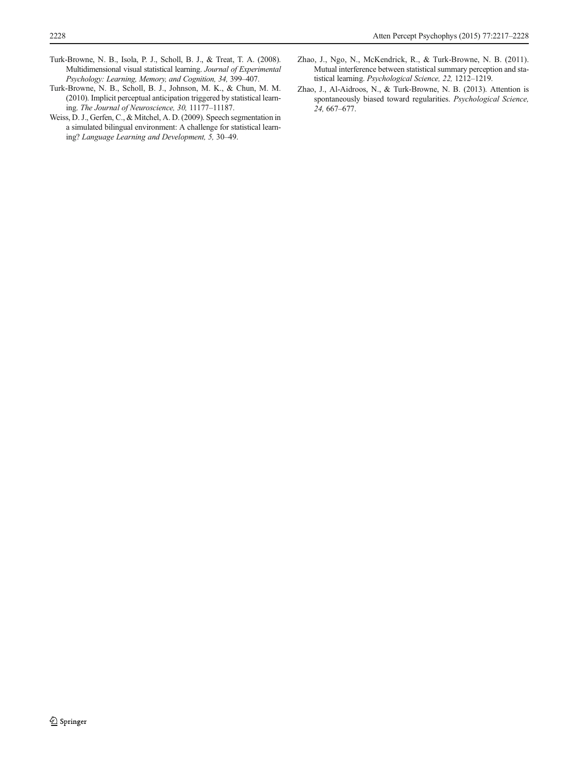Turk-Browne, N. B., Isola, P. J., Scholl, B. J., & Treat, T. A. (2008). Multidimensional visual statistical learning. *Journal of Experimental Psychology: Learning, Memory, and Cognition, 34,* 399–407.

Turk-Browne, N. B., Scholl, B. J., Johnson, M. K., & Chun, M. M. (2010). Implicit perceptual anticipation triggered by statistical learning. *The Journal of Neuroscience, 30,* 11177–11187.

Weiss, D. J., Gerfen, C., & Mitchel, A. D. (2009). Speech segmentation in a simulated bilingual environment: A challenge for statistical learning? *Language Learning and Development, 5,* 30–49.

Zhao, J., Ngo, N., McKendrick, R., & Turk-Browne, N. B. (2011). Mutual interference between statistical summary perception and statistical learning. *Psychological Science, 22,* 1212–1219.

Zhao, J., Al-Aidroos, N., & Turk-Browne, N. B. (2013). Attention is spontaneously biased toward regularities. *Psychological Science, 24,* 667–677.